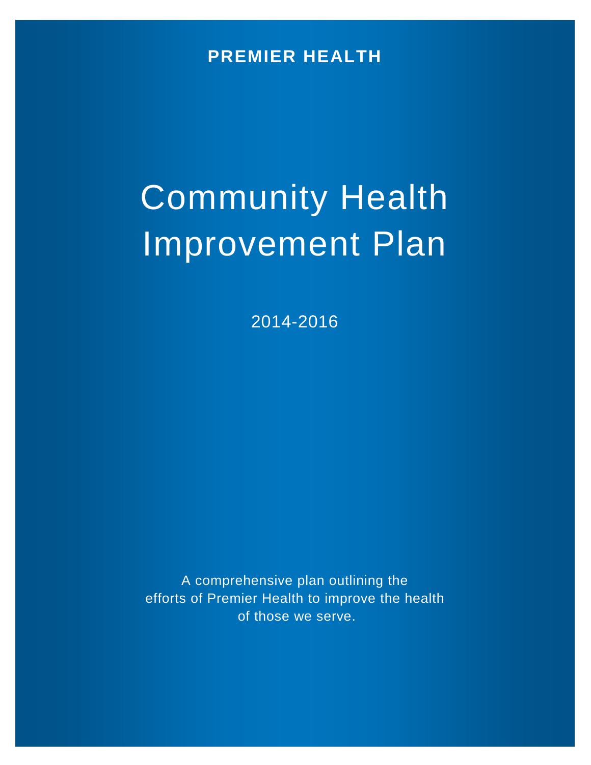**PREMIER HEALTH**

# Community Health Improvement Plan

2014-2016

A comprehensive plan outlining the efforts of Premier Health to improve the health of those we serve.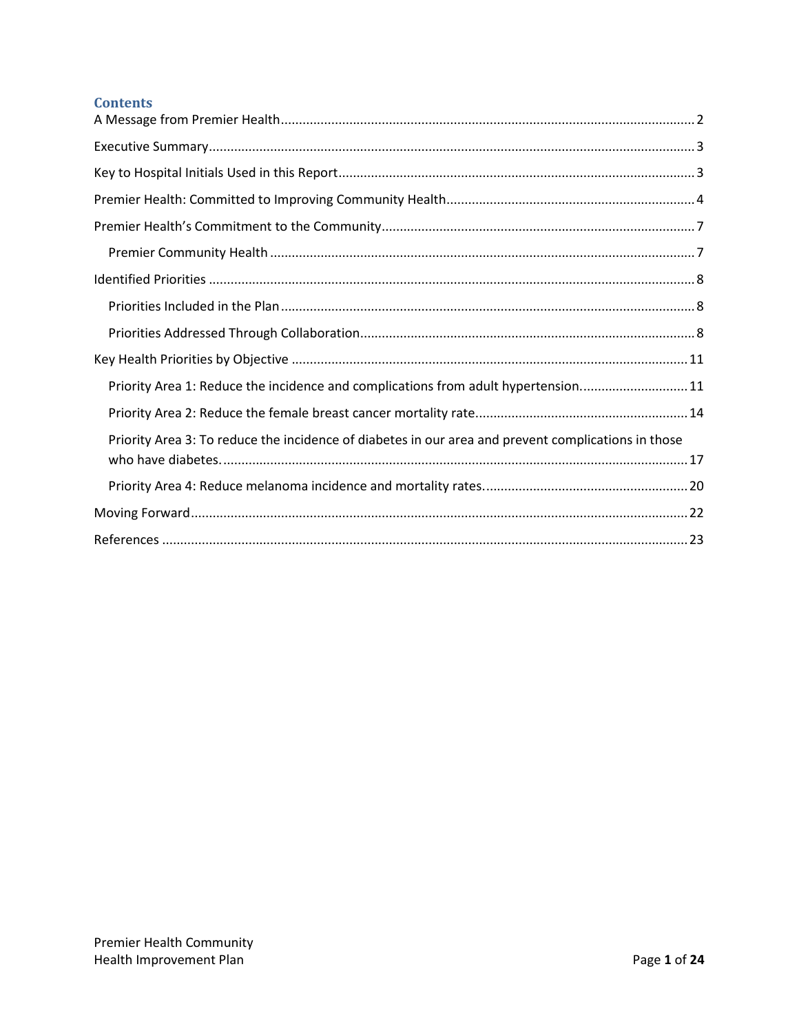## Contents

- A Message from Premier Health ........ 2
- Executive Summary ........ 3
- Key to Hospital Initials Used in this Report ........ 3
- Premier Health: Committed to Improving Community Health ........ 4
- Premier Health's Commitment to the Community ........ 7
  - Premier Community Health ........ 7
- Identified Priorities ........ 8
  - Priorities Included in the Plan ........ 8
  - Priorities Addressed Through Collaboration ........ 8
- Key Health Priorities by Objective ........ 11
  - Priority Area 1: Reduce the incidence and complications from adult hypertension. ........ 11
  - Priority Area 2: Reduce the female breast cancer mortality rate ........ 14
  - Priority Area 3: To reduce the incidence of diabetes in our area and prevent complications in those who have diabetes. ........ 17
  - Priority Area 4: Reduce melanoma incidence and mortality rates. ........ 20
- Moving Forward ........ 22
- References ........ 23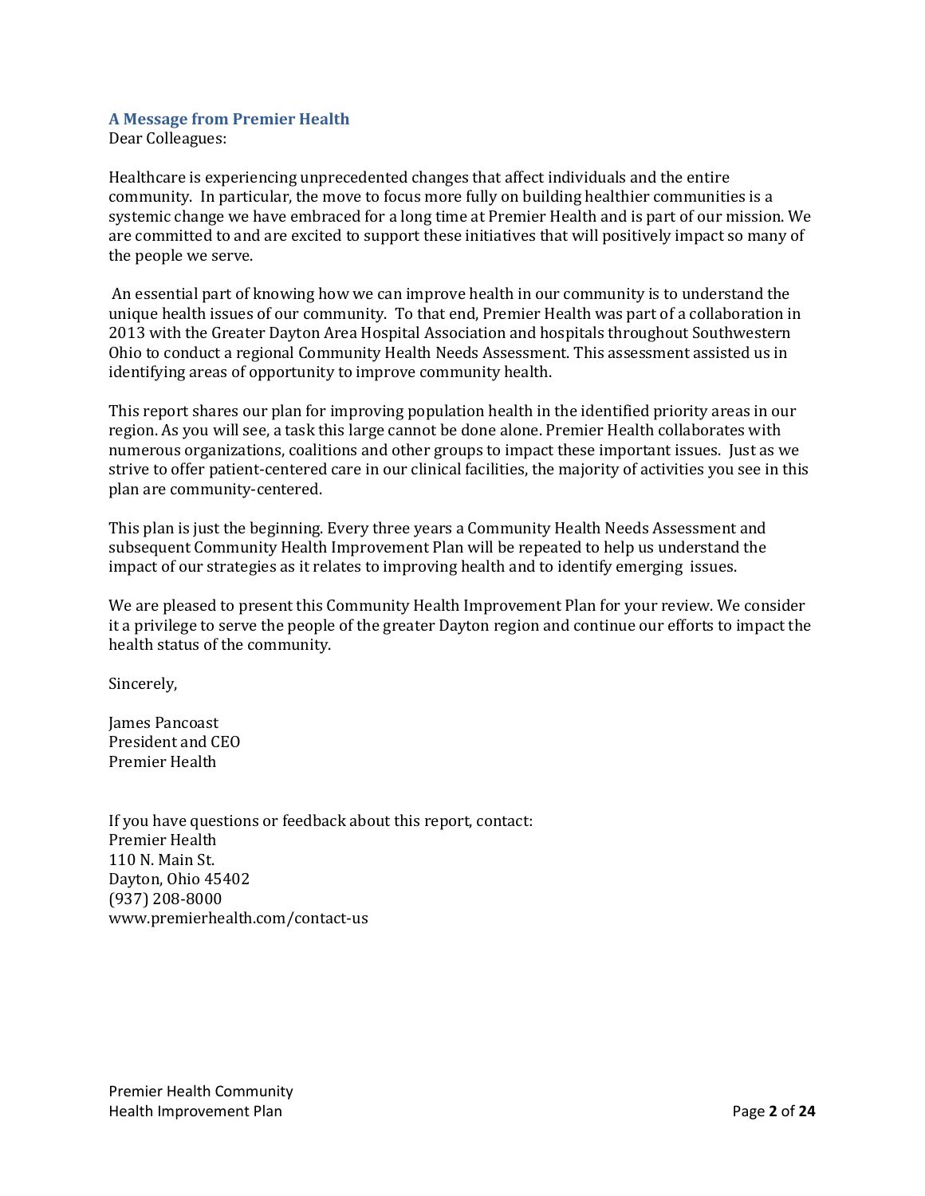## A Message from Premier Health

Dear Colleagues:

Healthcare is experiencing unprecedented changes that affect individuals and the entire community. In particular, the move to focus more fully on building healthier communities is a systemic change we have embraced for a long time at Premier Health and is part of our mission. We are committed to and are excited to support these initiatives that will positively impact so many of the people we serve.

An essential part of knowing how we can improve health in our community is to understand the unique health issues of our community. To that end, Premier Health was part of a collaboration in 2013 with the Greater Dayton Area Hospital Association and hospitals throughout Southwestern Ohio to conduct a regional Community Health Needs Assessment. This assessment assisted us in identifying areas of opportunity to improve community health.

This report shares our plan for improving population health in the identified priority areas in our region. As you will see, a task this large cannot be done alone. Premier Health collaborates with numerous organizations, coalitions and other groups to impact these important issues. Just as we strive to offer patient-centered care in our clinical facilities, the majority of activities you see in this plan are community-centered.

This plan is just the beginning. Every three years a Community Health Needs Assessment and subsequent Community Health Improvement Plan will be repeated to help us understand the impact of our strategies as it relates to improving health and to identify emerging issues.

We are pleased to present this Community Health Improvement Plan for your review. We consider it a privilege to serve the people of the greater Dayton region and continue our efforts to impact the health status of the community.

Sincerely,

James Pancoast
President and CEO
Premier Health

If you have questions or feedback about this report, contact:
Premier Health
110 N. Main St.
Dayton, Ohio 45402
(937) 208-8000
www.premierhealth.com/contact-us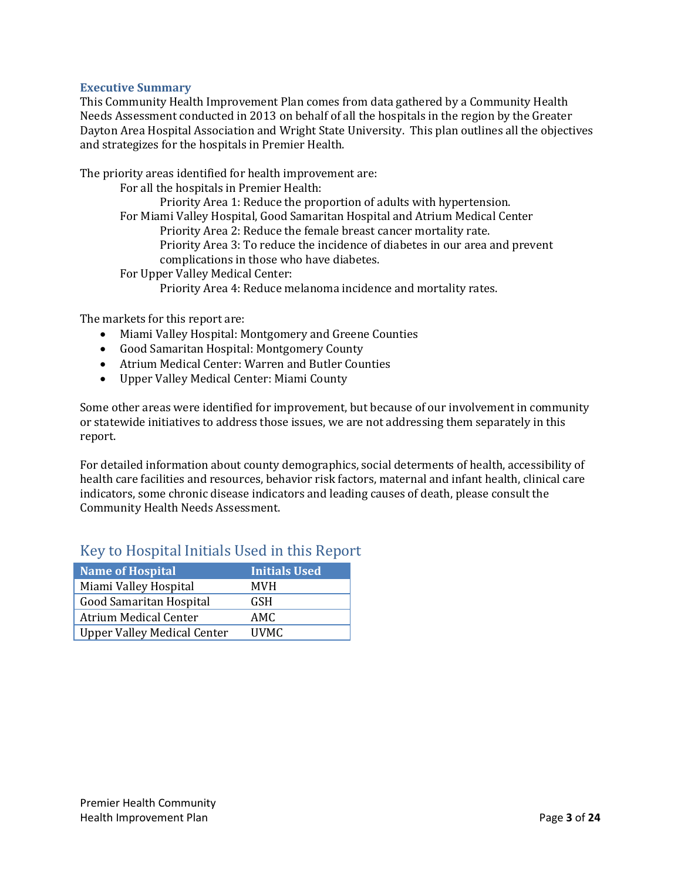### Executive Summary

This Community Health Improvement Plan comes from data gathered by a Community Health Needs Assessment conducted in 2013 on behalf of all the hospitals in the region by the Greater Dayton Area Hospital Association and Wright State University. This plan outlines all the objectives and strategizes for the hospitals in Premier Health.

The priority areas identified for health improvement are:

- For all the hospitals in Premier Health:
  - Priority Area 1: Reduce the proportion of adults with hypertension.
- For Miami Valley Hospital, Good Samaritan Hospital and Atrium Medical Center
  - Priority Area 2: Reduce the female breast cancer mortality rate.
  - Priority Area 3: To reduce the incidence of diabetes in our area and prevent complications in those who have diabetes.
- For Upper Valley Medical Center:
  - Priority Area 4: Reduce melanoma incidence and mortality rates.

The markets for this report are:

- Miami Valley Hospital: Montgomery and Greene Counties
- Good Samaritan Hospital: Montgomery County
- Atrium Medical Center: Warren and Butler Counties
- Upper Valley Medical Center: Miami County

Some other areas were identified for improvement, but because of our involvement in community or statewide initiatives to address those issues, we are not addressing them separately in this report.

For detailed information about county demographics, social determents of health, accessibility of health care facilities and resources, behavior risk factors, maternal and infant health, clinical care indicators, some chronic disease indicators and leading causes of death, please consult the Community Health Needs Assessment.

## Key to Hospital Initials Used in this Report

| Name of Hospital | Initials Used |
|---|---|
| Miami Valley Hospital | MVH |
| Good Samaritan Hospital | GSH |
| Atrium Medical Center | AMC |
| Upper Valley Medical Center | UVMC |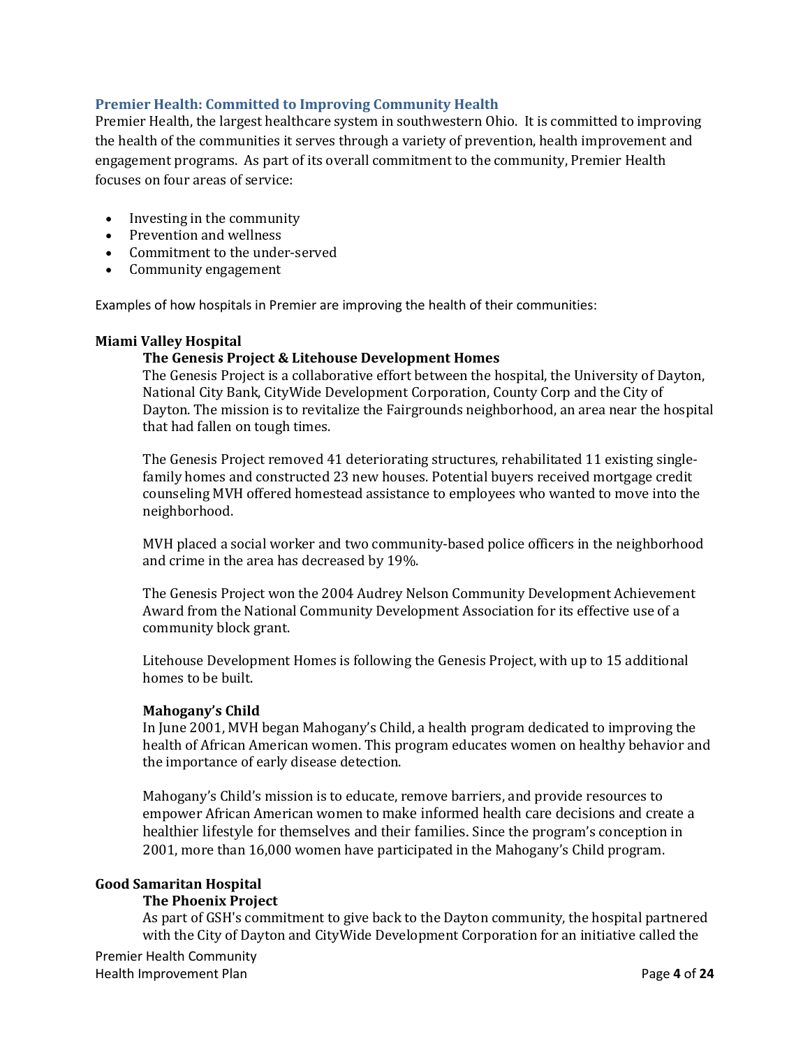## Premier Health: Committed to Improving Community Health

Premier Health, the largest healthcare system in southwestern Ohio. It is committed to improving the health of the communities it serves through a variety of prevention, health improvement and engagement programs. As part of its overall commitment to the community, Premier Health focuses on four areas of service:

- Investing in the community
- Prevention and wellness
- Commitment to the under-served
- Community engagement

Examples of how hospitals in Premier are improving the health of their communities:

### Miami Valley Hospital

#### The Genesis Project & Litehouse Development Homes

The Genesis Project is a collaborative effort between the hospital, the University of Dayton, National City Bank, CityWide Development Corporation, County Corp and the City of Dayton. The mission is to revitalize the Fairgrounds neighborhood, an area near the hospital that had fallen on tough times.

The Genesis Project removed 41 deteriorating structures, rehabilitated 11 existing single-family homes and constructed 23 new houses. Potential buyers received mortgage credit counseling MVH offered homestead assistance to employees who wanted to move into the neighborhood.

MVH placed a social worker and two community-based police officers in the neighborhood and crime in the area has decreased by 19%.

The Genesis Project won the 2004 Audrey Nelson Community Development Achievement Award from the National Community Development Association for its effective use of a community block grant.

Litehouse Development Homes is following the Genesis Project, with up to 15 additional homes to be built.

#### Mahogany's Child

In June 2001, MVH began Mahogany's Child, a health program dedicated to improving the health of African American women. This program educates women on healthy behavior and the importance of early disease detection.

Mahogany's Child's mission is to educate, remove barriers, and provide resources to empower African American women to make informed health care decisions and create a healthier lifestyle for themselves and their families. Since the program's conception in 2001, more than 16,000 women have participated in the Mahogany's Child program.

### Good Samaritan Hospital

#### The Phoenix Project

As part of GSH's commitment to give back to the Dayton community, the hospital partnered with the City of Dayton and CityWide Development Corporation for an initiative called the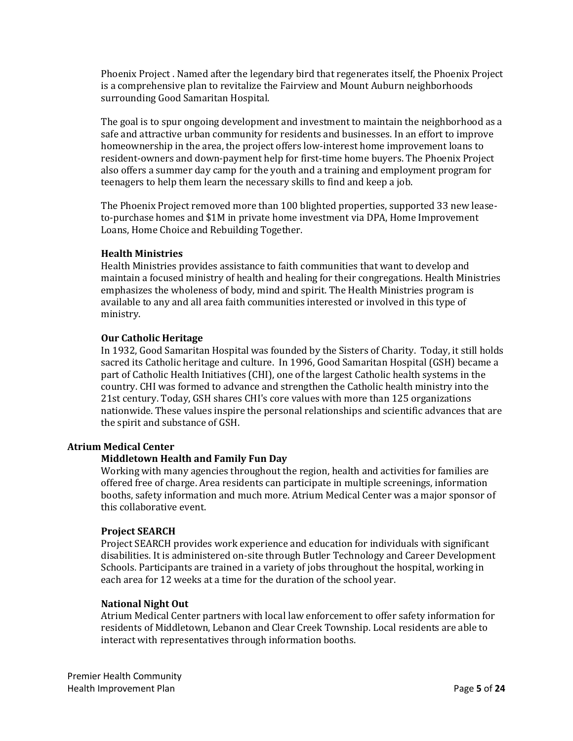Phoenix Project . Named after the legendary bird that regenerates itself, the Phoenix Project is a comprehensive plan to revitalize the Fairview and Mount Auburn neighborhoods surrounding Good Samaritan Hospital.

The goal is to spur ongoing development and investment to maintain the neighborhood as a safe and attractive urban community for residents and businesses. In an effort to improve homeownership in the area, the project offers low-interest home improvement loans to resident-owners and down-payment help for first-time home buyers. The Phoenix Project also offers a summer day camp for the youth and a training and employment program for teenagers to help them learn the necessary skills to find and keep a job.

The Phoenix Project removed more than 100 blighted properties, supported 33 new lease-to-purchase homes and $1M in private home investment via DPA, Home Improvement Loans, Home Choice and Rebuilding Together.

### Health Ministries

Health Ministries provides assistance to faith communities that want to develop and maintain a focused ministry of health and healing for their congregations. Health Ministries emphasizes the wholeness of body, mind and spirit. The Health Ministries program is available to any and all area faith communities interested or involved in this type of ministry.

### Our Catholic Heritage

In 1932, Good Samaritan Hospital was founded by the Sisters of Charity. Today, it still holds sacred its Catholic heritage and culture. In 1996, Good Samaritan Hospital (GSH) became a part of Catholic Health Initiatives (CHI), one of the largest Catholic health systems in the country. CHI was formed to advance and strengthen the Catholic health ministry into the 21st century. Today, GSH shares CHI's core values with more than 125 organizations nationwide. These values inspire the personal relationships and scientific advances that are the spirit and substance of GSH.

## Atrium Medical Center

### Middletown Health and Family Fun Day

Working with many agencies throughout the region, health and activities for families are offered free of charge. Area residents can participate in multiple screenings, information booths, safety information and much more. Atrium Medical Center was a major sponsor of this collaborative event.

### Project SEARCH

Project SEARCH provides work experience and education for individuals with significant disabilities. It is administered on-site through Butler Technology and Career Development Schools. Participants are trained in a variety of jobs throughout the hospital, working in each area for 12 weeks at a time for the duration of the school year.

### National Night Out

Atrium Medical Center partners with local law enforcement to offer safety information for residents of Middletown, Lebanon and Clear Creek Township. Local residents are able to interact with representatives through information booths.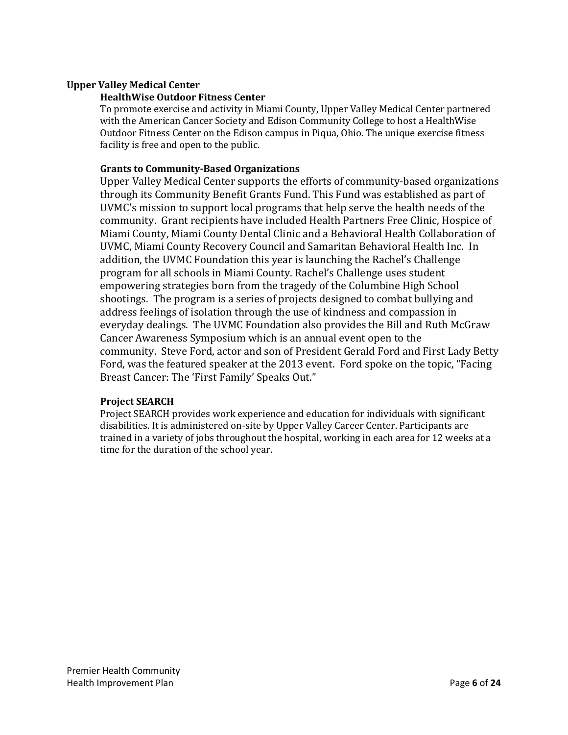## Upper Valley Medical Center

### HealthWise Outdoor Fitness Center

To promote exercise and activity in Miami County, Upper Valley Medical Center partnered with the American Cancer Society and Edison Community College to host a HealthWise Outdoor Fitness Center on the Edison campus in Piqua, Ohio. The unique exercise fitness facility is free and open to the public.

### Grants to Community-Based Organizations

Upper Valley Medical Center supports the efforts of community-based organizations through its Community Benefit Grants Fund. This Fund was established as part of UVMC's mission to support local programs that help serve the health needs of the community. Grant recipients have included Health Partners Free Clinic, Hospice of Miami County, Miami County Dental Clinic and a Behavioral Health Collaboration of UVMC, Miami County Recovery Council and Samaritan Behavioral Health Inc. In addition, the UVMC Foundation this year is launching the Rachel's Challenge program for all schools in Miami County. Rachel's Challenge uses student empowering strategies born from the tragedy of the Columbine High School shootings. The program is a series of projects designed to combat bullying and address feelings of isolation through the use of kindness and compassion in everyday dealings. The UVMC Foundation also provides the Bill and Ruth McGraw Cancer Awareness Symposium which is an annual event open to the community. Steve Ford, actor and son of President Gerald Ford and First Lady Betty Ford, was the featured speaker at the 2013 event. Ford spoke on the topic, "Facing Breast Cancer: The 'First Family' Speaks Out."

### Project SEARCH

Project SEARCH provides work experience and education for individuals with significant disabilities. It is administered on-site by Upper Valley Career Center. Participants are trained in a variety of jobs throughout the hospital, working in each area for 12 weeks at a time for the duration of the school year.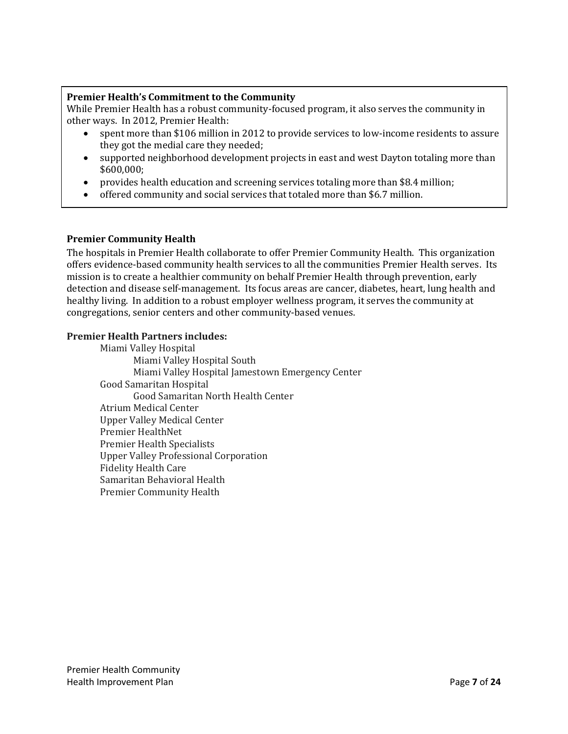**Premier Health's Commitment to the Community**

While Premier Health has a robust community-focused program, it also serves the community in other ways. In 2012, Premier Health:

- spent more than $106 million in 2012 to provide services to low-income residents to assure they got the medial care they needed;
- supported neighborhood development projects in east and west Dayton totaling more than $600,000;
- provides health education and screening services totaling more than $8.4 million;
- offered community and social services that totaled more than $6.7 million.

**Premier Community Health**

The hospitals in Premier Health collaborate to offer Premier Community Health. This organization offers evidence-based community health services to all the communities Premier Health serves. Its mission is to create a healthier community on behalf Premier Health through prevention, early detection and disease self-management. Its focus areas are cancer, diabetes, heart, lung health and healthy living. In addition to a robust employer wellness program, it serves the community at congregations, senior centers and other community-based venues.

**Premier Health Partners includes:**

- Miami Valley Hospital
  - Miami Valley Hospital South
  - Miami Valley Hospital Jamestown Emergency Center
- Good Samaritan Hospital
  - Good Samaritan North Health Center
- Atrium Medical Center
- Upper Valley Medical Center
- Premier HealthNet
- Premier Health Specialists
- Upper Valley Professional Corporation
- Fidelity Health Care
- Samaritan Behavioral Health
- Premier Community Health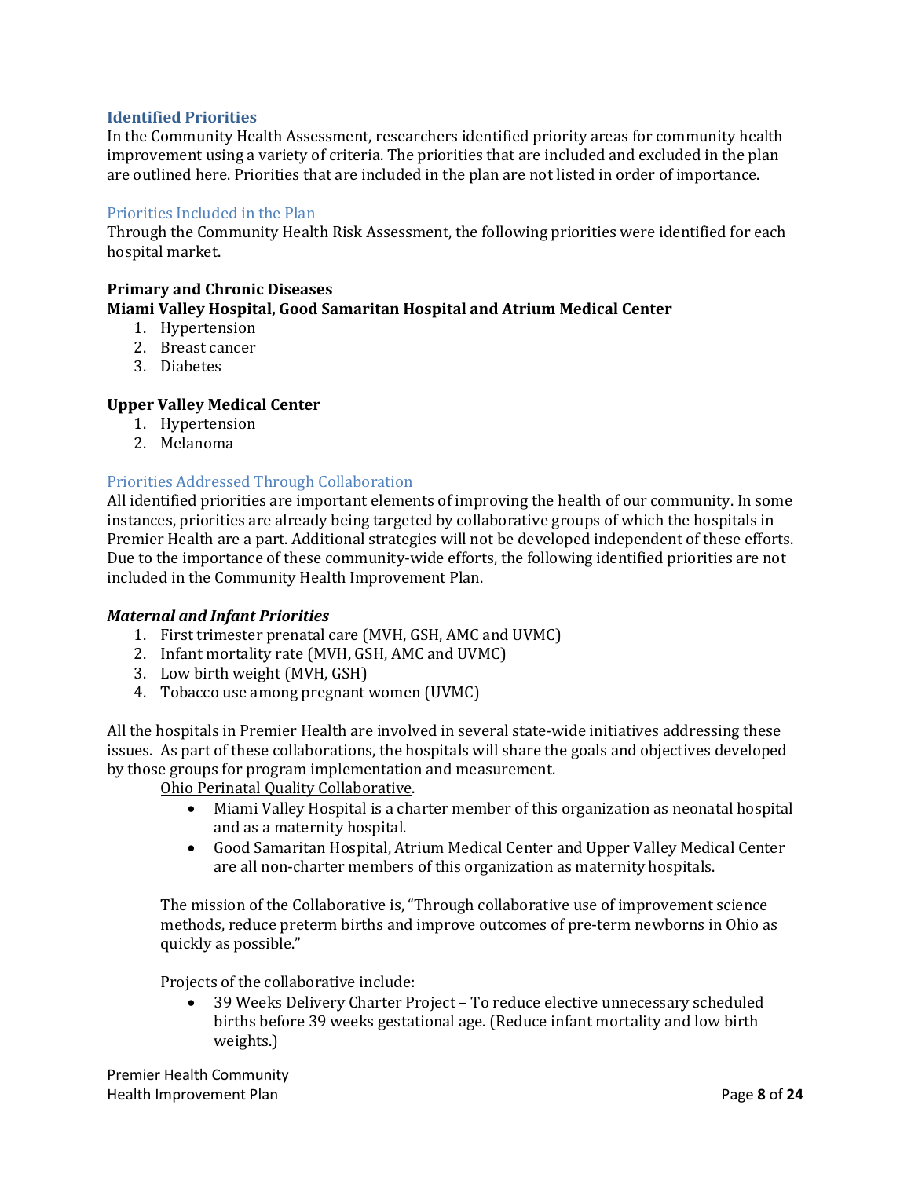## Identified Priorities

In the Community Health Assessment, researchers identified priority areas for community health improvement using a variety of criteria. The priorities that are included and excluded in the plan are outlined here. Priorities that are included in the plan are not listed in order of importance.

### Priorities Included in the Plan

Through the Community Health Risk Assessment, the following priorities were identified for each hospital market.

**Primary and Chronic Diseases**

**Miami Valley Hospital, Good Samaritan Hospital and Atrium Medical Center**

1. Hypertension
2. Breast cancer
3. Diabetes

**Upper Valley Medical Center**

1. Hypertension
2. Melanoma

### Priorities Addressed Through Collaboration

All identified priorities are important elements of improving the health of our community. In some instances, priorities are already being targeted by collaborative groups of which the hospitals in Premier Health are a part. Additional strategies will not be developed independent of these efforts. Due to the importance of these community-wide efforts, the following identified priorities are not included in the Community Health Improvement Plan.

***Maternal and Infant Priorities***

1. First trimester prenatal care (MVH, GSH, AMC and UVMC)
2. Infant mortality rate (MVH, GSH, AMC and UVMC)
3. Low birth weight (MVH, GSH)
4. Tobacco use among pregnant women (UVMC)

All the hospitals in Premier Health are involved in several state-wide initiatives addressing these issues. As part of these collaborations, the hospitals will share the goals and objectives developed by those groups for program implementation and measurement.

<u>Ohio Perinatal Quality Collaborative</u>.

- Miami Valley Hospital is a charter member of this organization as neonatal hospital and as a maternity hospital.
- Good Samaritan Hospital, Atrium Medical Center and Upper Valley Medical Center are all non-charter members of this organization as maternity hospitals.

The mission of the Collaborative is, "Through collaborative use of improvement science methods, reduce preterm births and improve outcomes of pre-term newborns in Ohio as quickly as possible."

Projects of the collaborative include:

- 39 Weeks Delivery Charter Project – To reduce elective unnecessary scheduled births before 39 weeks gestational age. (Reduce infant mortality and low birth weights.)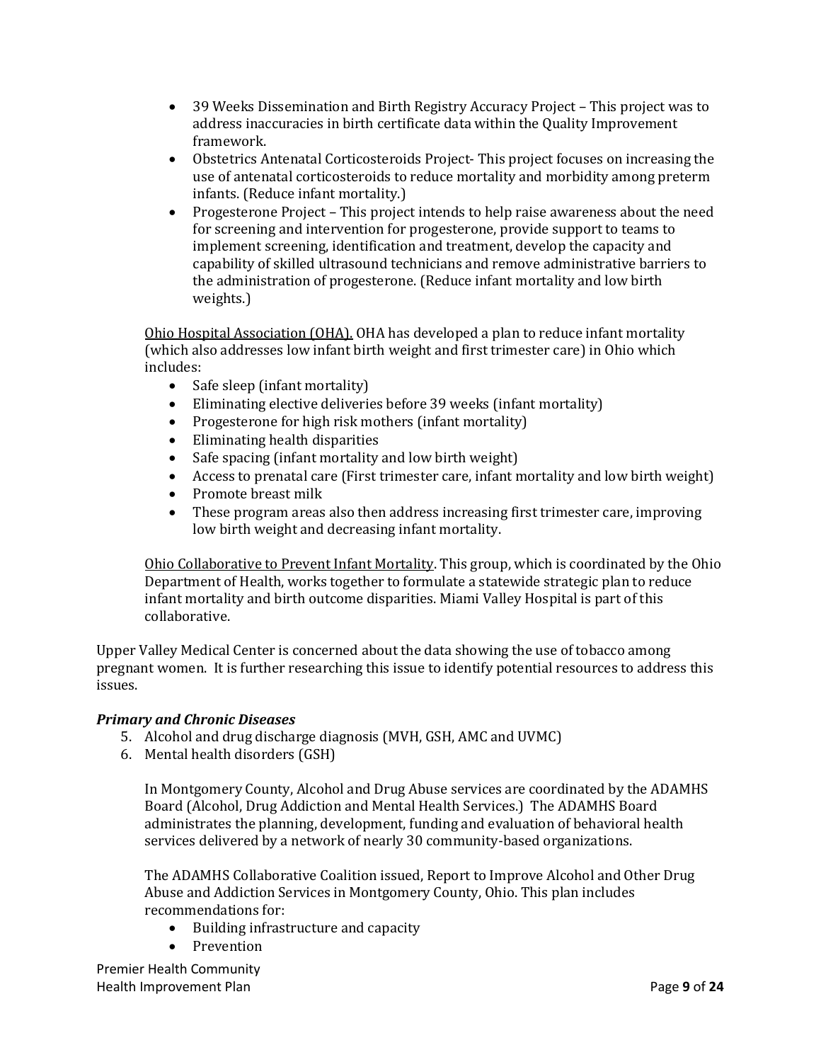- 39 Weeks Dissemination and Birth Registry Accuracy Project – This project was to address inaccuracies in birth certificate data within the Quality Improvement framework.
- Obstetrics Antenatal Corticosteroids Project- This project focuses on increasing the use of antenatal corticosteroids to reduce mortality and morbidity among preterm infants. (Reduce infant mortality.)
- Progesterone Project – This project intends to help raise awareness about the need for screening and intervention for progesterone, provide support to teams to implement screening, identification and treatment, develop the capacity and capability of skilled ultrasound technicians and remove administrative barriers to the administration of progesterone. (Reduce infant mortality and low birth weights.)

<u>Ohio Hospital Association (OHA).</u> OHA has developed a plan to reduce infant mortality (which also addresses low infant birth weight and first trimester care) in Ohio which includes:

- Safe sleep (infant mortality)
- Eliminating elective deliveries before 39 weeks (infant mortality)
- Progesterone for high risk mothers (infant mortality)
- Eliminating health disparities
- Safe spacing (infant mortality and low birth weight)
- Access to prenatal care (First trimester care, infant mortality and low birth weight)
- Promote breast milk
- These program areas also then address increasing first trimester care, improving low birth weight and decreasing infant mortality.

<u>Ohio Collaborative to Prevent Infant Mortality</u>. This group, which is coordinated by the Ohio Department of Health, works together to formulate a statewide strategic plan to reduce infant mortality and birth outcome disparities. Miami Valley Hospital is part of this collaborative.

Upper Valley Medical Center is concerned about the data showing the use of tobacco among pregnant women. It is further researching this issue to identify potential resources to address this issues.

***Primary and Chronic Diseases***

5. Alcohol and drug discharge diagnosis (MVH, GSH, AMC and UVMC)
6. Mental health disorders (GSH)

In Montgomery County, Alcohol and Drug Abuse services are coordinated by the ADAMHS Board (Alcohol, Drug Addiction and Mental Health Services.) The ADAMHS Board administrates the planning, development, funding and evaluation of behavioral health services delivered by a network of nearly 30 community-based organizations.

The ADAMHS Collaborative Coalition issued, Report to Improve Alcohol and Other Drug Abuse and Addiction Services in Montgomery County, Ohio. This plan includes recommendations for:

- Building infrastructure and capacity
- Prevention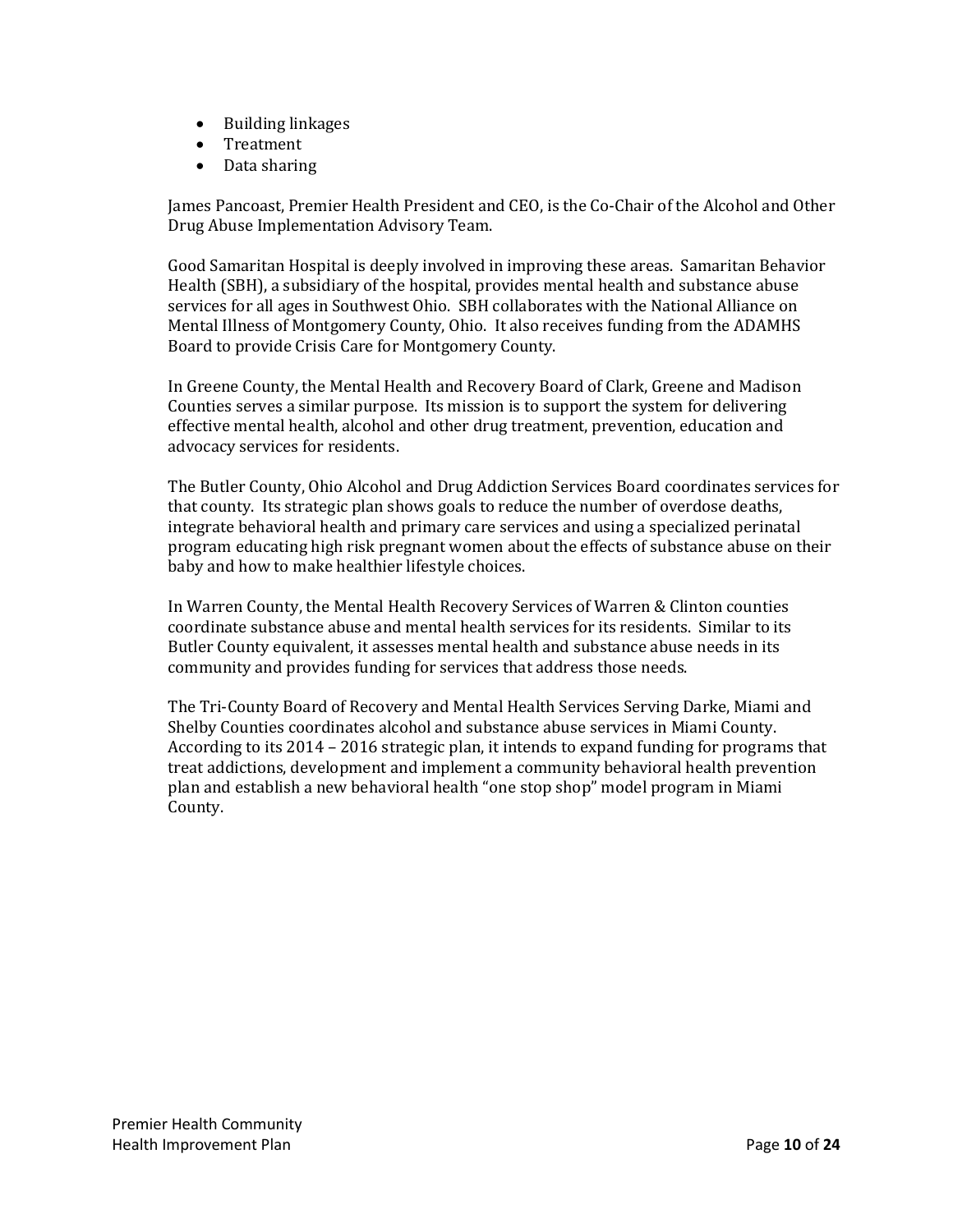- Building linkages
- Treatment
- Data sharing

James Pancoast, Premier Health President and CEO, is the Co-Chair of the Alcohol and Other Drug Abuse Implementation Advisory Team.

Good Samaritan Hospital is deeply involved in improving these areas. Samaritan Behavior Health (SBH), a subsidiary of the hospital, provides mental health and substance abuse services for all ages in Southwest Ohio. SBH collaborates with the National Alliance on Mental Illness of Montgomery County, Ohio. It also receives funding from the ADAMHS Board to provide Crisis Care for Montgomery County.

In Greene County, the Mental Health and Recovery Board of Clark, Greene and Madison Counties serves a similar purpose. Its mission is to support the system for delivering effective mental health, alcohol and other drug treatment, prevention, education and advocacy services for residents.

The Butler County, Ohio Alcohol and Drug Addiction Services Board coordinates services for that county. Its strategic plan shows goals to reduce the number of overdose deaths, integrate behavioral health and primary care services and using a specialized perinatal program educating high risk pregnant women about the effects of substance abuse on their baby and how to make healthier lifestyle choices.

In Warren County, the Mental Health Recovery Services of Warren & Clinton counties coordinate substance abuse and mental health services for its residents. Similar to its Butler County equivalent, it assesses mental health and substance abuse needs in its community and provides funding for services that address those needs.

The Tri-County Board of Recovery and Mental Health Services Serving Darke, Miami and Shelby Counties coordinates alcohol and substance abuse services in Miami County. According to its 2014 – 2016 strategic plan, it intends to expand funding for programs that treat addictions, development and implement a community behavioral health prevention plan and establish a new behavioral health "one stop shop" model program in Miami County.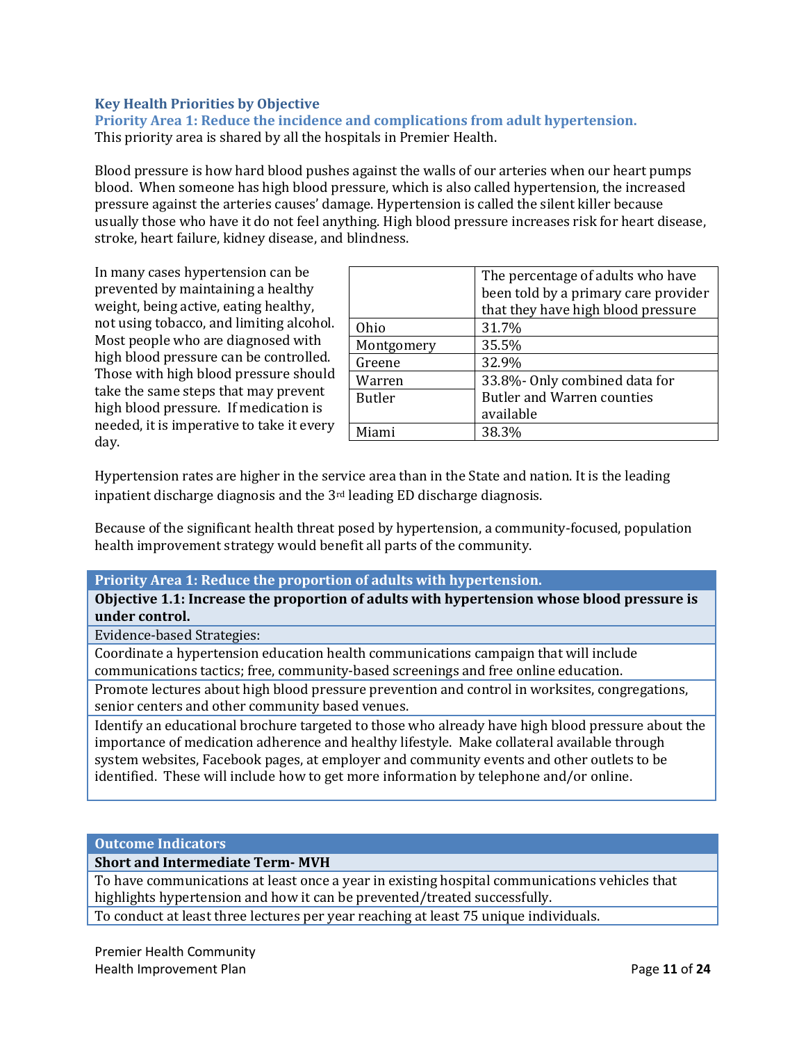## Key Health Priorities by Objective

### Priority Area 1: Reduce the incidence and complications from adult hypertension.

This priority area is shared by all the hospitals in Premier Health.

Blood pressure is how hard blood pushes against the walls of our arteries when our heart pumps blood. When someone has high blood pressure, which is also called hypertension, the increased pressure against the arteries causes' damage. Hypertension is called the silent killer because usually those who have it do not feel anything. High blood pressure increases risk for heart disease, stroke, heart failure, kidney disease, and blindness.

In many cases hypertension can be prevented by maintaining a healthy weight, being active, eating healthy, not using tobacco, and limiting alcohol. Most people who are diagnosed with high blood pressure can be controlled. Those with high blood pressure should take the same steps that may prevent high blood pressure. If medication is needed, it is imperative to take it every day.

| | The percentage of adults who have been told by a primary care provider that they have high blood pressure |
|---|---|
| Ohio | 31.7% |
| Montgomery | 35.5% |
| Greene | 32.9% |
| Warren | 33.8%- Only combined data for Butler and Warren counties available |
| Butler | |
| Miami | 38.3% |

Hypertension rates are higher in the service area than in the State and nation. It is the leading inpatient discharge diagnosis and the 3rd leading ED discharge diagnosis.

Because of the significant health threat posed by hypertension, a community-focused, population health improvement strategy would benefit all parts of the community.

| Priority Area 1: Reduce the proportion of adults with hypertension. |
|---|
| **Objective 1.1: Increase the proportion of adults with hypertension whose blood pressure is under control.** |
| Evidence-based Strategies: |
| Coordinate a hypertension education health communications campaign that will include communications tactics; free, community-based screenings and free online education. |
| Promote lectures about high blood pressure prevention and control in worksites, congregations, senior centers and other community based venues. |
| Identify an educational brochure targeted to those who already have high blood pressure about the importance of medication adherence and healthy lifestyle. Make collateral available through system websites, Facebook pages, at employer and community events and other outlets to be identified. These will include how to get more information by telephone and/or online. |

| Outcome Indicators |
|---|
| **Short and Intermediate Term- MVH** |
| To have communications at least once a year in existing hospital communications vehicles that highlights hypertension and how it can be prevented/treated successfully. |
| To conduct at least three lectures per year reaching at least 75 unique individuals. |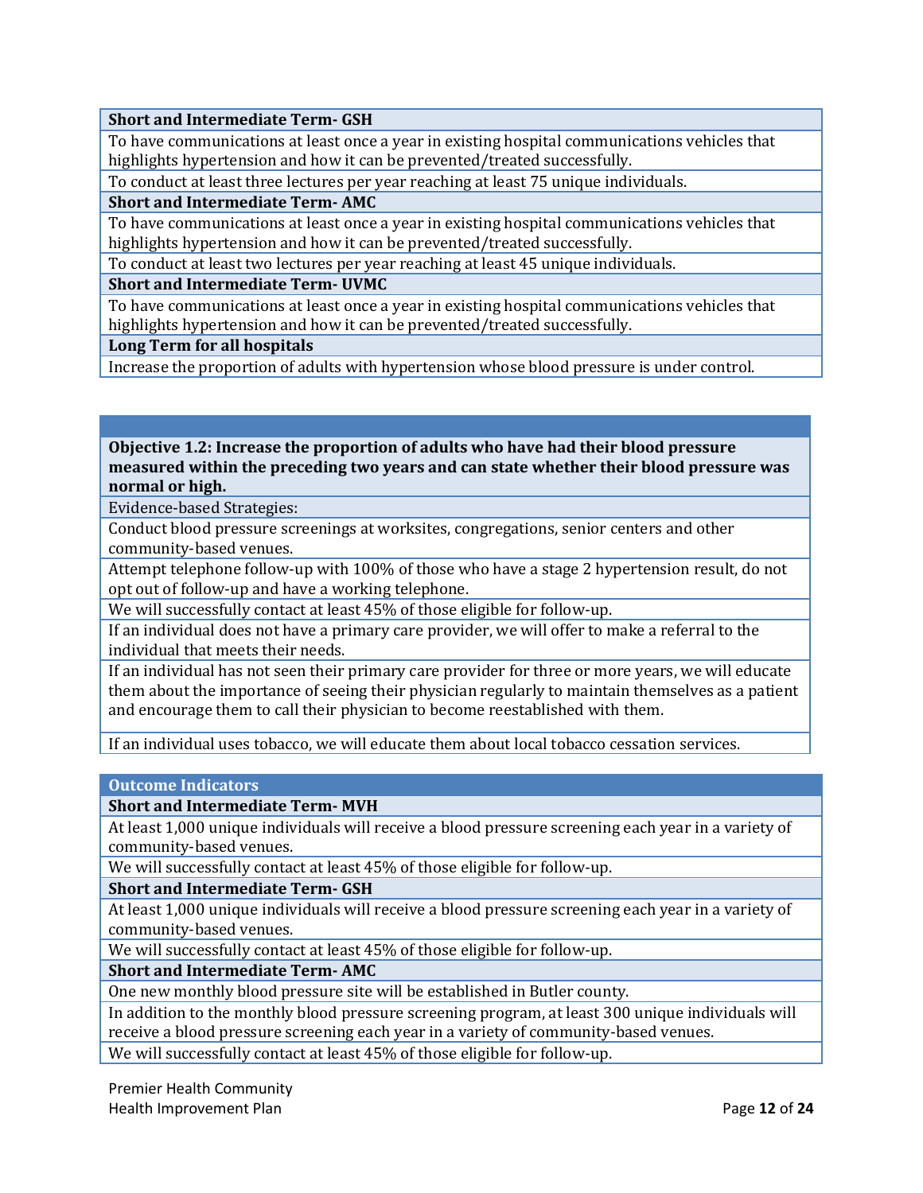| Short and Intermediate Term- GSH |
|---|
| To have communications at least once a year in existing hospital communications vehicles that highlights hypertension and how it can be prevented/treated successfully. |
| To conduct at least three lectures per year reaching at least 75 unique individuals. |
| **Short and Intermediate Term- AMC** |
| To have communications at least once a year in existing hospital communications vehicles that highlights hypertension and how it can be prevented/treated successfully. |
| To conduct at least two lectures per year reaching at least 45 unique individuals. |
| **Short and Intermediate Term- UVMC** |
| To have communications at least once a year in existing hospital communications vehicles that highlights hypertension and how it can be prevented/treated successfully. |
| **Long Term for all hospitals** |
| Increase the proportion of adults with hypertension whose blood pressure is under control. |

| **Objective 1.2: Increase the proportion of adults who have had their blood pressure measured within the preceding two years and can state whether their blood pressure was normal or high.** |
|---|
| Evidence-based Strategies: |
| Conduct blood pressure screenings at worksites, congregations, senior centers and other community-based venues. |
| Attempt telephone follow-up with 100% of those who have a stage 2 hypertension result, do not opt out of follow-up and have a working telephone. |
| We will successfully contact at least 45% of those eligible for follow-up. |
| If an individual does not have a primary care provider, we will offer to make a referral to the individual that meets their needs. |
| If an individual has not seen their primary care provider for three or more years, we will educate them about the importance of seeing their physician regularly to maintain themselves as a patient and encourage them to call their physician to become reestablished with them. |
| If an individual uses tobacco, we will educate them about local tobacco cessation services. |

| Outcome Indicators |
|---|
| **Short and Intermediate Term- MVH** |
| At least 1,000 unique individuals will receive a blood pressure screening each year in a variety of community-based venues. |
| We will successfully contact at least 45% of those eligible for follow-up. |
| **Short and Intermediate Term- GSH** |
| At least 1,000 unique individuals will receive a blood pressure screening each year in a variety of community-based venues. |
| We will successfully contact at least 45% of those eligible for follow-up. |
| **Short and Intermediate Term- AMC** |
| One new monthly blood pressure site will be established in Butler county. |
| In addition to the monthly blood pressure screening program, at least 300 unique individuals will receive a blood pressure screening each year in a variety of community-based venues. |
| We will successfully contact at least 45% of those eligible for follow-up. |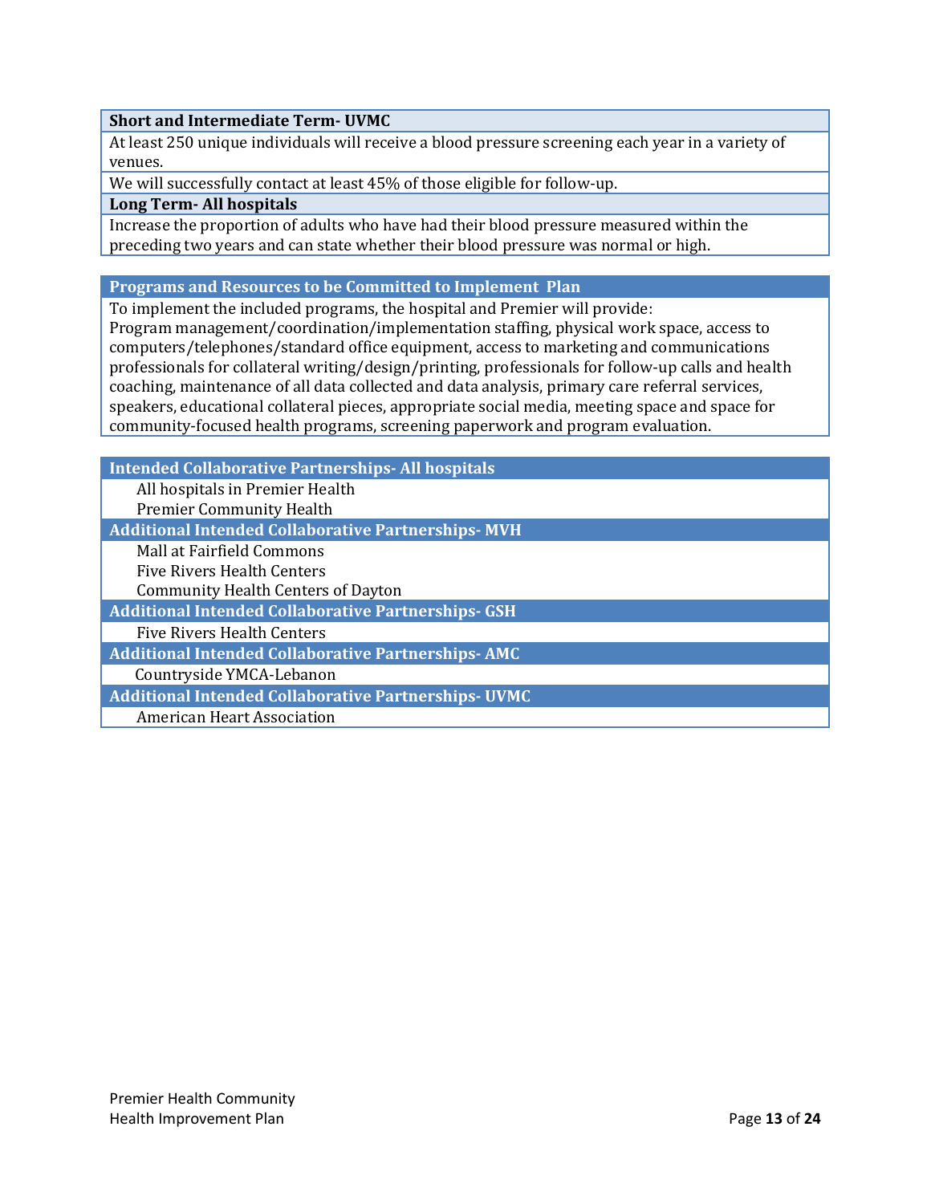**Short and Intermediate Term- UVMC**

At least 250 unique individuals will receive a blood pressure screening each year in a variety of venues.

We will successfully contact at least 45% of those eligible for follow-up.

**Long Term- All hospitals**

Increase the proportion of adults who have had their blood pressure measured within the preceding two years and can state whether their blood pressure was normal or high.

**Programs and Resources to be Committed to Implement Plan**

To implement the included programs, the hospital and Premier will provide:
Program management/coordination/implementation staffing, physical work space, access to computers/telephones/standard office equipment, access to marketing and communications professionals for collateral writing/design/printing, professionals for follow-up calls and health coaching, maintenance of all data collected and data analysis, primary care referral services, speakers, educational collateral pieces, appropriate social media, meeting space and space for community-focused health programs, screening paperwork and program evaluation.

**Intended Collaborative Partnerships- All hospitals**

- All hospitals in Premier Health
- Premier Community Health

**Additional Intended Collaborative Partnerships- MVH**

- Mall at Fairfield Commons
- Five Rivers Health Centers
- Community Health Centers of Dayton

**Additional Intended Collaborative Partnerships- GSH**

- Five Rivers Health Centers

**Additional Intended Collaborative Partnerships- AMC**

- Countryside YMCA-Lebanon

**Additional Intended Collaborative Partnerships- UVMC**

- American Heart Association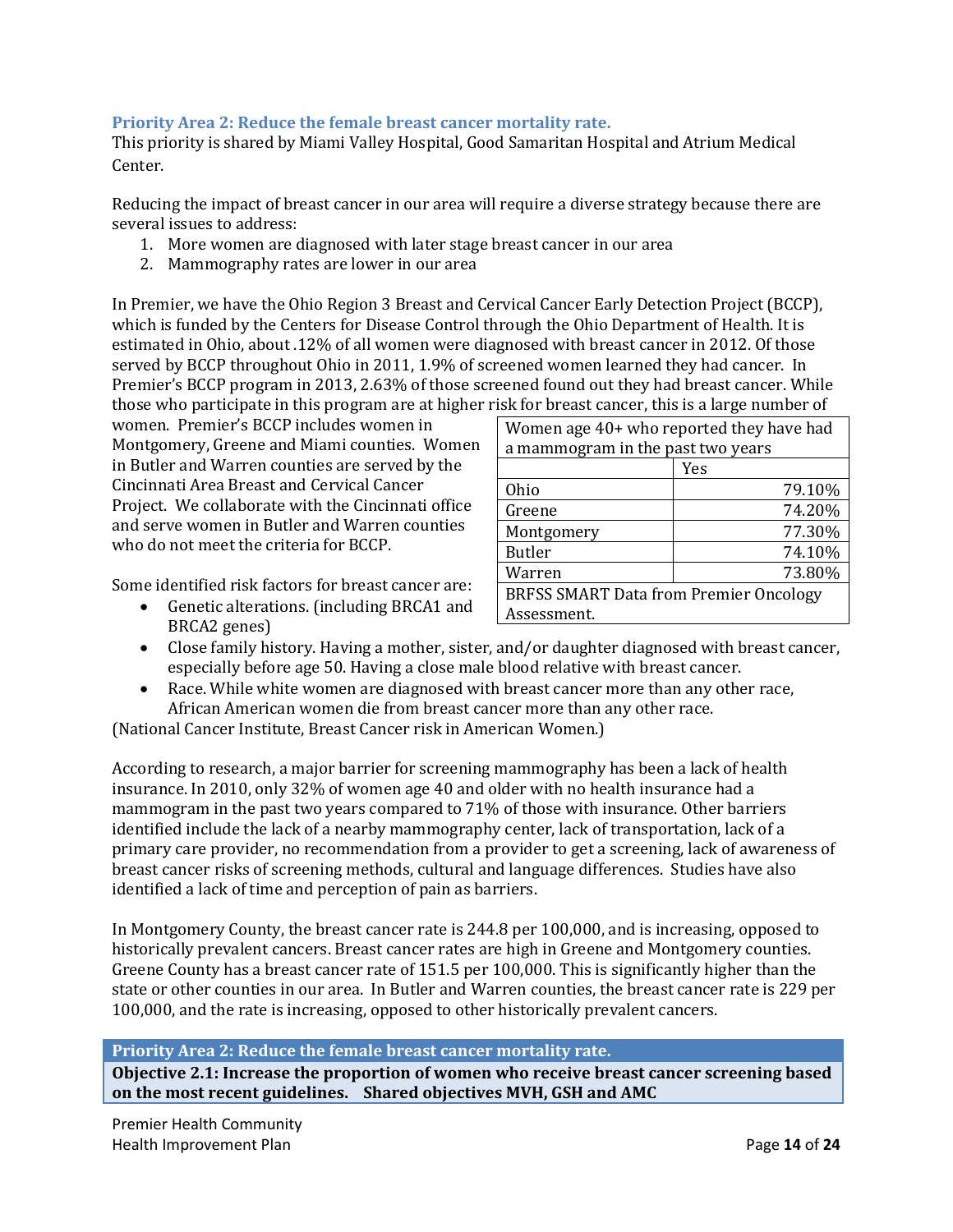### Priority Area 2: Reduce the female breast cancer mortality rate.

This priority is shared by Miami Valley Hospital, Good Samaritan Hospital and Atrium Medical Center.

Reducing the impact of breast cancer in our area will require a diverse strategy because there are several issues to address:

1. More women are diagnosed with later stage breast cancer in our area
2. Mammography rates are lower in our area

In Premier, we have the Ohio Region 3 Breast and Cervical Cancer Early Detection Project (BCCP), which is funded by the Centers for Disease Control through the Ohio Department of Health. It is estimated in Ohio, about .12% of all women were diagnosed with breast cancer in 2012. Of those served by BCCP throughout Ohio in 2011, 1.9% of screened women learned they had cancer. In Premier's BCCP program in 2013, 2.63% of those screened found out they had breast cancer. While those who participate in this program are at higher risk for breast cancer, this is a large number of women. Premier's BCCP includes women in Montgomery, Greene and Miami counties. Women in Butler and Warren counties are served by the Cincinnati Area Breast and Cervical Cancer Project. We collaborate with the Cincinnati office and serve women in Butler and Warren counties who do not meet the criteria for BCCP.

| Women age 40+ who reported they have had a mammogram in the past two years | |
|---|---|
| | Yes |
| Ohio | 79.10% |
| Greene | 74.20% |
| Montgomery | 77.30% |
| Butler | 74.10% |
| Warren | 73.80% |
| BRFSS SMART Data from Premier Oncology Assessment. | |

Some identified risk factors for breast cancer are:

- Genetic alterations. (including BRCA1 and BRCA2 genes)
- Close family history. Having a mother, sister, and/or daughter diagnosed with breast cancer, especially before age 50. Having a close male blood relative with breast cancer.
- Race. While white women are diagnosed with breast cancer more than any other race, African American women die from breast cancer more than any other race.

(National Cancer Institute, Breast Cancer risk in American Women.)

According to research, a major barrier for screening mammography has been a lack of health insurance. In 2010, only 32% of women age 40 and older with no health insurance had a mammogram in the past two years compared to 71% of those with insurance. Other barriers identified include the lack of a nearby mammography center, lack of transportation, lack of a primary care provider, no recommendation from a provider to get a screening, lack of awareness of breast cancer risks of screening methods, cultural and language differences. Studies have also identified a lack of time and perception of pain as barriers.

In Montgomery County, the breast cancer rate is 244.8 per 100,000, and is increasing, opposed to historically prevalent cancers. Breast cancer rates are high in Greene and Montgomery counties. Greene County has a breast cancer rate of 151.5 per 100,000. This is significantly higher than the state or other counties in our area. In Butler and Warren counties, the breast cancer rate is 229 per 100,000, and the rate is increasing, opposed to other historically prevalent cancers.

| Priority Area 2: Reduce the female breast cancer mortality rate. |
|---|
| **Objective 2.1: Increase the proportion of women who receive breast cancer screening based on the most recent guidelines. Shared objectives MVH, GSH and AMC** |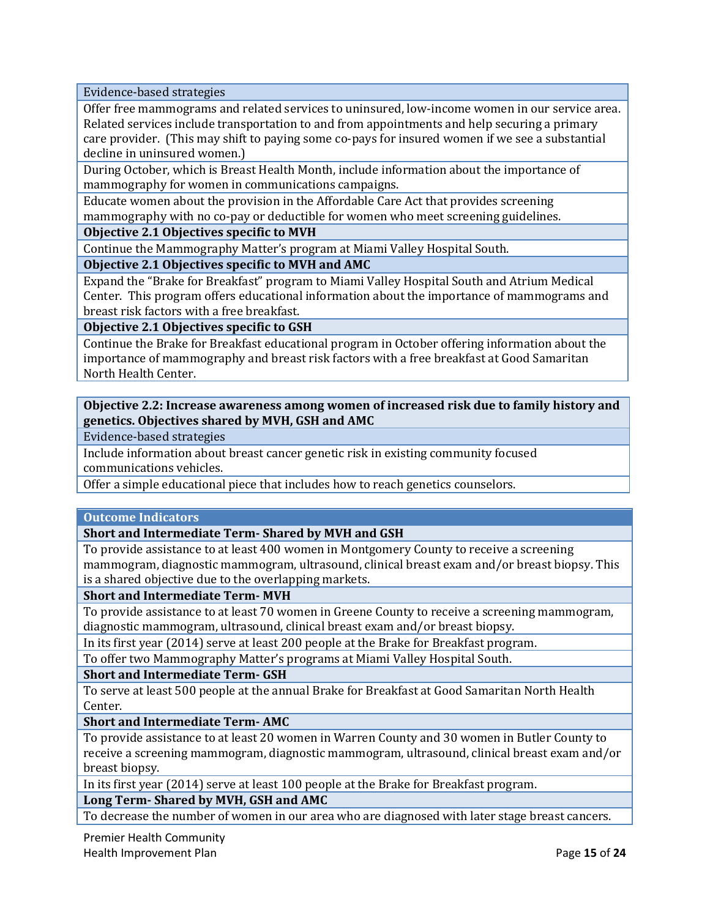| Evidence-based strategies |
| --- |
| Offer free mammograms and related services to uninsured, low-income women in our service area. Related services include transportation to and from appointments and help securing a primary care provider. (This may shift to paying some co-pays for insured women if we see a substantial decline in uninsured women.) |
| During October, which is Breast Health Month, include information about the importance of mammography for women in communications campaigns. |
| Educate women about the provision in the Affordable Care Act that provides screening mammography with no co-pay or deductible for women who meet screening guidelines. |
| **Objective 2.1 Objectives specific to MVH** |
| Continue the Mammography Matter's program at Miami Valley Hospital South. |
| **Objective 2.1 Objectives specific to MVH and AMC** |
| Expand the "Brake for Breakfast" program to Miami Valley Hospital South and Atrium Medical Center. This program offers educational information about the importance of mammograms and breast risk factors with a free breakfast. |
| **Objective 2.1 Objectives specific to GSH** |
| Continue the Brake for Breakfast educational program in October offering information about the importance of mammography and breast risk factors with a free breakfast at Good Samaritan North Health Center. |

| **Objective 2.2: Increase awareness among women of increased risk due to family history and genetics. Objectives shared by MVH, GSH and AMC** |
| --- |
| Evidence-based strategies |
| Include information about breast cancer genetic risk in existing community focused communications vehicles. |
| Offer a simple educational piece that includes how to reach genetics counselors. |

| **Outcome Indicators** |
| --- |
| **Short and Intermediate Term- Shared by MVH and GSH** |
| To provide assistance to at least 400 women in Montgomery County to receive a screening mammogram, diagnostic mammogram, ultrasound, clinical breast exam and/or breast biopsy. This is a shared objective due to the overlapping markets. |
| **Short and Intermediate Term- MVH** |
| To provide assistance to at least 70 women in Greene County to receive a screening mammogram, diagnostic mammogram, ultrasound, clinical breast exam and/or breast biopsy. |
| In its first year (2014) serve at least 200 people at the Brake for Breakfast program. |
| To offer two Mammography Matter's programs at Miami Valley Hospital South. |
| **Short and Intermediate Term- GSH** |
| To serve at least 500 people at the annual Brake for Breakfast at Good Samaritan North Health Center. |
| **Short and Intermediate Term- AMC** |
| To provide assistance to at least 20 women in Warren County and 30 women in Butler County to receive a screening mammogram, diagnostic mammogram, ultrasound, clinical breast exam and/or breast biopsy. |
| In its first year (2014) serve at least 100 people at the Brake for Breakfast program. |
| **Long Term- Shared by MVH, GSH and AMC** |
| To decrease the number of women in our area who are diagnosed with later stage breast cancers. |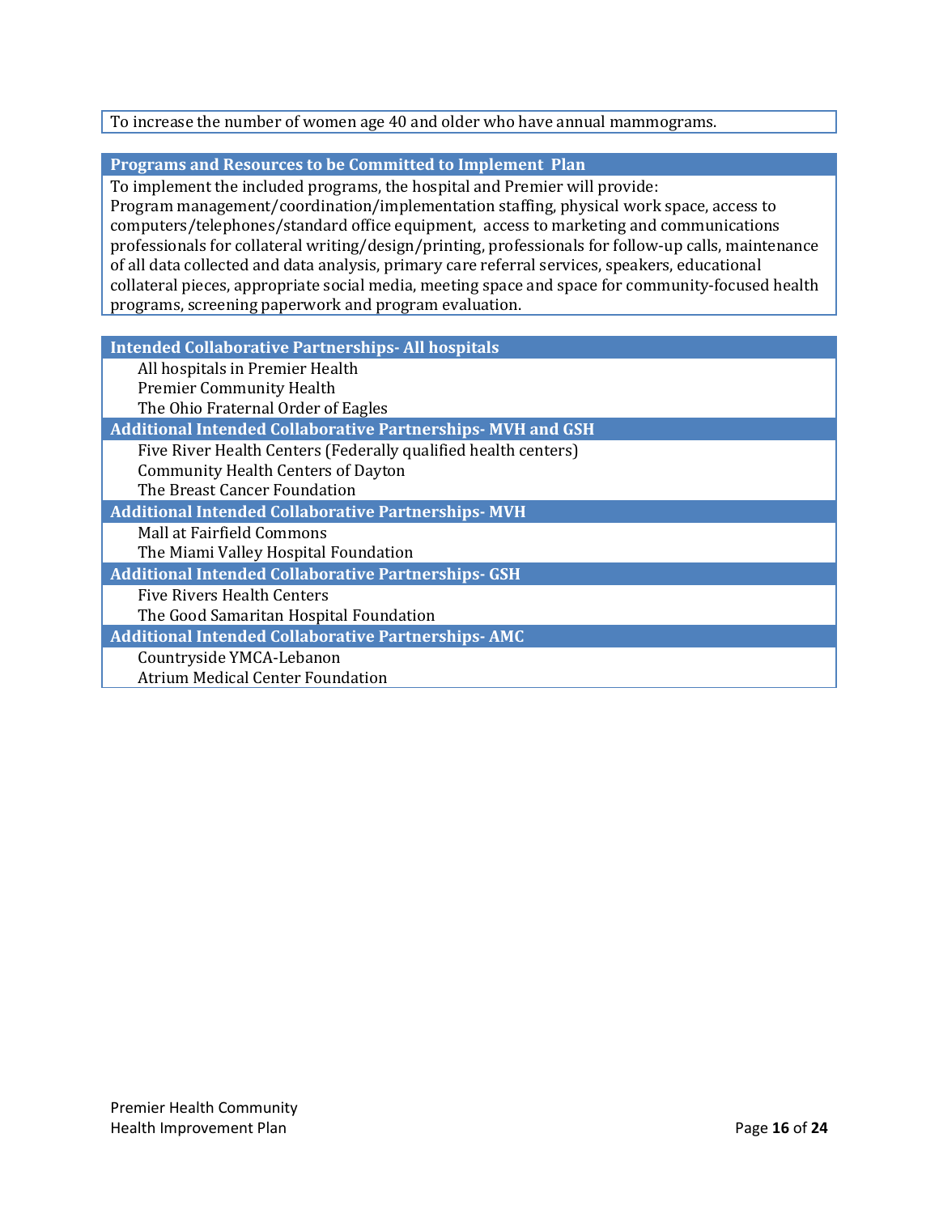To increase the number of women age 40 and older who have annual mammograms.

### Programs and Resources to be Committed to Implement Plan

To implement the included programs, the hospital and Premier will provide:
Program management/coordination/implementation staffing, physical work space, access to computers/telephones/standard office equipment, access to marketing and communications professionals for collateral writing/design/printing, professionals for follow-up calls, maintenance of all data collected and data analysis, primary care referral services, speakers, educational collateral pieces, appropriate social media, meeting space and space for community-focused health programs, screening paperwork and program evaluation.

### Intended Collaborative Partnerships- All hospitals

- All hospitals in Premier Health
- Premier Community Health
- The Ohio Fraternal Order of Eagles

### Additional Intended Collaborative Partnerships- MVH and GSH

- Five River Health Centers (Federally qualified health centers)
- Community Health Centers of Dayton
- The Breast Cancer Foundation

### Additional Intended Collaborative Partnerships- MVH

- Mall at Fairfield Commons
- The Miami Valley Hospital Foundation

### Additional Intended Collaborative Partnerships- GSH

- Five Rivers Health Centers
- The Good Samaritan Hospital Foundation

### Additional Intended Collaborative Partnerships- AMC

- Countryside YMCA-Lebanon
- Atrium Medical Center Foundation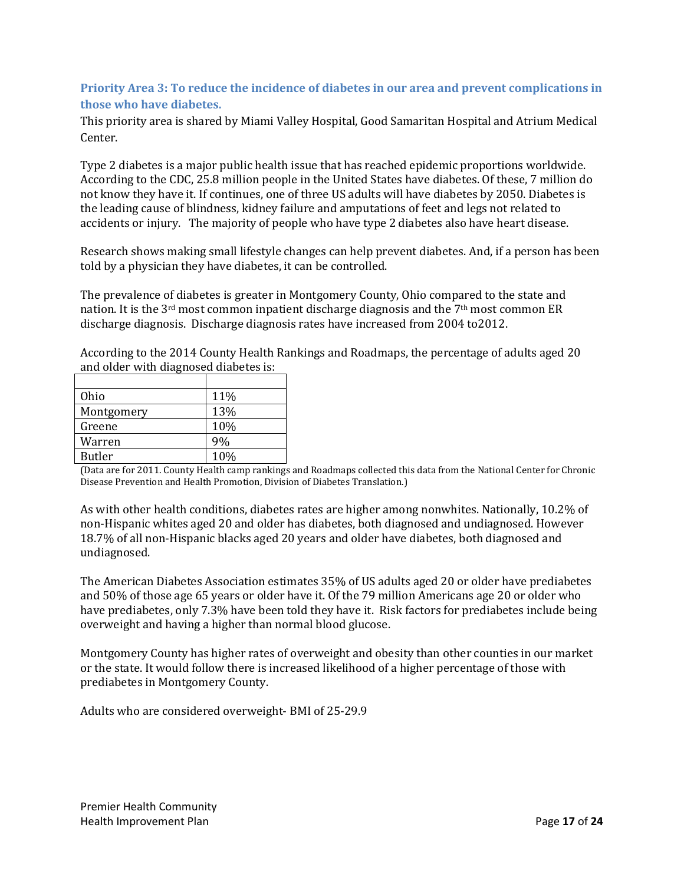### Priority Area 3: To reduce the incidence of diabetes in our area and prevent complications in those who have diabetes.

This priority area is shared by Miami Valley Hospital, Good Samaritan Hospital and Atrium Medical Center.

Type 2 diabetes is a major public health issue that has reached epidemic proportions worldwide. According to the CDC, 25.8 million people in the United States have diabetes. Of these, 7 million do not know they have it. If continues, one of three US adults will have diabetes by 2050. Diabetes is the leading cause of blindness, kidney failure and amputations of feet and legs not related to accidents or injury. The majority of people who have type 2 diabetes also have heart disease.

Research shows making small lifestyle changes can help prevent diabetes. And, if a person has been told by a physician they have diabetes, it can be controlled.

The prevalence of diabetes is greater in Montgomery County, Ohio compared to the state and nation. It is the 3rd most common inpatient discharge diagnosis and the 7th most common ER discharge diagnosis. Discharge diagnosis rates have increased from 2004 to2012.

According to the 2014 County Health Rankings and Roadmaps, the percentage of adults aged 20 and older with diagnosed diabetes is:

| | |
|---|---|
| Ohio | 11% |
| Montgomery | 13% |
| Greene | 10% |
| Warren | 9% |
| Butler | 10% |

(Data are for 2011. County Health camp rankings and Roadmaps collected this data from the National Center for Chronic Disease Prevention and Health Promotion, Division of Diabetes Translation.)

As with other health conditions, diabetes rates are higher among nonwhites. Nationally, 10.2% of non-Hispanic whites aged 20 and older has diabetes, both diagnosed and undiagnosed. However 18.7% of all non-Hispanic blacks aged 20 years and older have diabetes, both diagnosed and undiagnosed.

The American Diabetes Association estimates 35% of US adults aged 20 or older have prediabetes and 50% of those age 65 years or older have it. Of the 79 million Americans age 20 or older who have prediabetes, only 7.3% have been told they have it. Risk factors for prediabetes include being overweight and having a higher than normal blood glucose.

Montgomery County has higher rates of overweight and obesity than other counties in our market or the state. It would follow there is increased likelihood of a higher percentage of those with prediabetes in Montgomery County.

Adults who are considered overweight- BMI of 25-29.9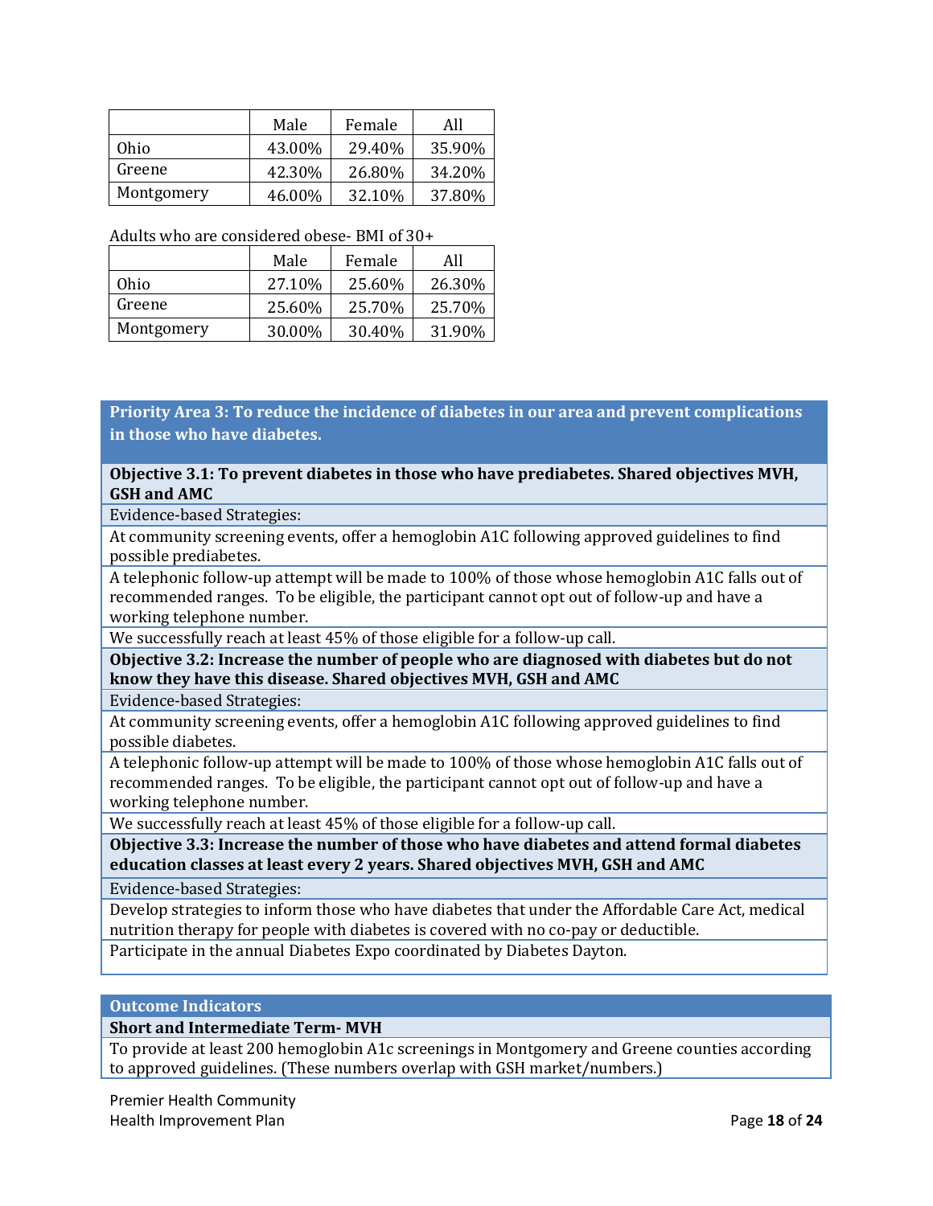| | Male | Female | All |
|---|---|---|---|
| Ohio | 43.00% | 29.40% | 35.90% |
| Greene | 42.30% | 26.80% | 34.20% |
| Montgomery | 46.00% | 32.10% | 37.80% |

Adults who are considered obese- BMI of 30+

| | Male | Female | All |
|---|---|---|---|
| Ohio | 27.10% | 25.60% | 26.30% |
| Greene | 25.60% | 25.70% | 25.70% |
| Montgomery | 30.00% | 30.40% | 31.90% |

## Priority Area 3: To reduce the incidence of diabetes in our area and prevent complications in those who have diabetes.

**Objective 3.1: To prevent diabetes in those who have prediabetes. Shared objectives MVH, GSH and AMC**

Evidence-based Strategies:

At community screening events, offer a hemoglobin A1C following approved guidelines to find possible prediabetes.

A telephonic follow-up attempt will be made to 100% of those whose hemoglobin A1C falls out of recommended ranges. To be eligible, the participant cannot opt out of follow-up and have a working telephone number.

We successfully reach at least 45% of those eligible for a follow-up call.

**Objective 3.2: Increase the number of people who are diagnosed with diabetes but do not know they have this disease. Shared objectives MVH, GSH and AMC**

Evidence-based Strategies:

At community screening events, offer a hemoglobin A1C following approved guidelines to find possible diabetes.

A telephonic follow-up attempt will be made to 100% of those whose hemoglobin A1C falls out of recommended ranges. To be eligible, the participant cannot opt out of follow-up and have a working telephone number.

We successfully reach at least 45% of those eligible for a follow-up call.

**Objective 3.3: Increase the number of those who have diabetes and attend formal diabetes education classes at least every 2 years. Shared objectives MVH, GSH and AMC**

Evidence-based Strategies:

Develop strategies to inform those who have diabetes that under the Affordable Care Act, medical nutrition therapy for people with diabetes is covered with no co-pay or deductible.

Participate in the annual Diabetes Expo coordinated by Diabetes Dayton.

### Outcome Indicators

**Short and Intermediate Term- MVH**

To provide at least 200 hemoglobin A1c screenings in Montgomery and Greene counties according to approved guidelines. (These numbers overlap with GSH market/numbers.)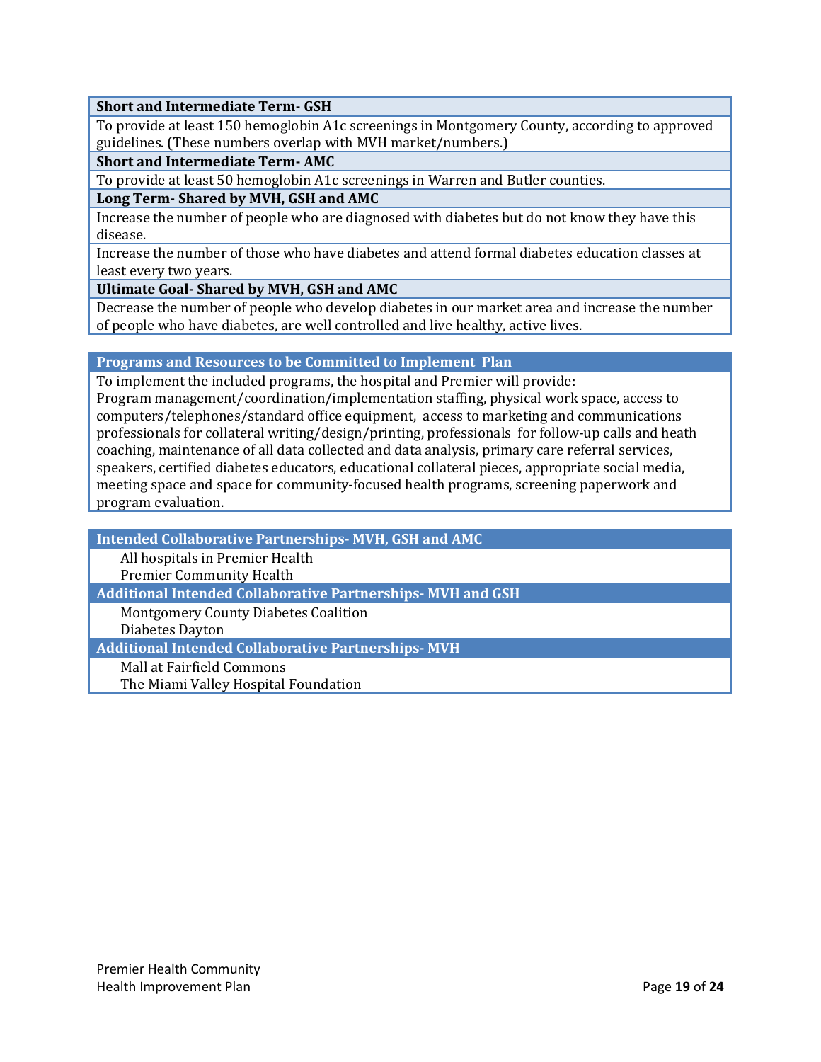**Short and Intermediate Term- GSH**

To provide at least 150 hemoglobin A1c screenings in Montgomery County, according to approved guidelines. (These numbers overlap with MVH market/numbers.)

**Short and Intermediate Term- AMC**

To provide at least 50 hemoglobin A1c screenings in Warren and Butler counties.

**Long Term- Shared by MVH, GSH and AMC**

Increase the number of people who are diagnosed with diabetes but do not know they have this disease.

Increase the number of those who have diabetes and attend formal diabetes education classes at least every two years.

**Ultimate Goal- Shared by MVH, GSH and AMC**

Decrease the number of people who develop diabetes in our market area and increase the number of people who have diabetes, are well controlled and live healthy, active lives.

**Programs and Resources to be Committed to Implement Plan**

To implement the included programs, the hospital and Premier will provide:
Program management/coordination/implementation staffing, physical work space, access to computers/telephones/standard office equipment, access to marketing and communications professionals for collateral writing/design/printing, professionals for follow-up calls and heath coaching, maintenance of all data collected and data analysis, primary care referral services, speakers, certified diabetes educators, educational collateral pieces, appropriate social media, meeting space and space for community-focused health programs, screening paperwork and program evaluation.

**Intended Collaborative Partnerships- MVH, GSH and AMC**

- All hospitals in Premier Health
- Premier Community Health

**Additional Intended Collaborative Partnerships- MVH and GSH**

- Montgomery County Diabetes Coalition
- Diabetes Dayton

**Additional Intended Collaborative Partnerships- MVH**

- Mall at Fairfield Commons
- The Miami Valley Hospital Foundation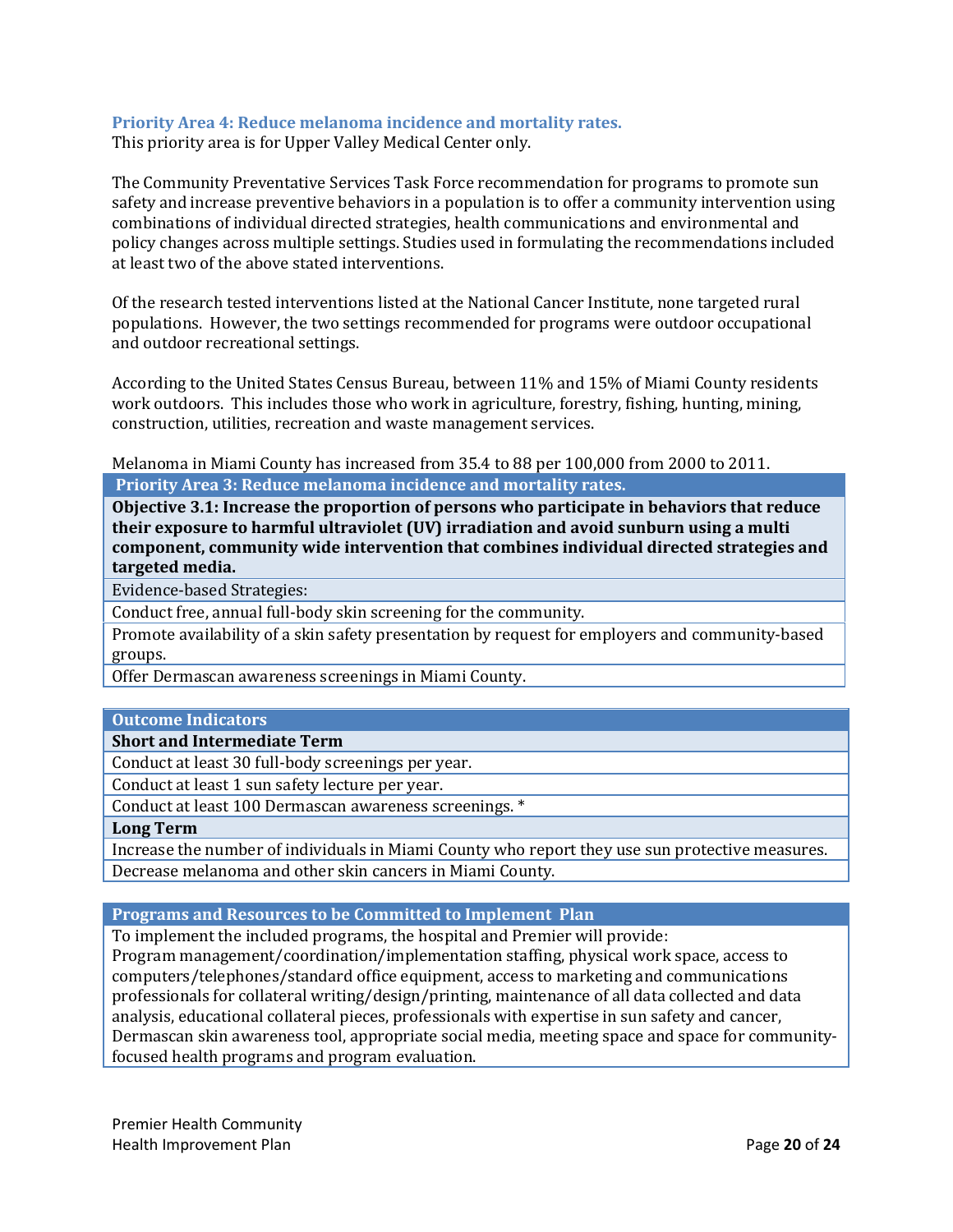### Priority Area 4: Reduce melanoma incidence and mortality rates.

This priority area is for Upper Valley Medical Center only.

The Community Preventative Services Task Force recommendation for programs to promote sun safety and increase preventive behaviors in a population is to offer a community intervention using combinations of individual directed strategies, health communications and environmental and policy changes across multiple settings. Studies used in formulating the recommendations included at least two of the above stated interventions.

Of the research tested interventions listed at the National Cancer Institute, none targeted rural populations. However, the two settings recommended for programs were outdoor occupational and outdoor recreational settings.

According to the United States Census Bureau, between 11% and 15% of Miami County residents work outdoors. This includes those who work in agriculture, forestry, fishing, hunting, mining, construction, utilities, recreation and waste management services.

Melanoma in Miami County has increased from 35.4 to 88 per 100,000 from 2000 to 2011.

| Priority Area 3: Reduce melanoma incidence and mortality rates. |
|---|
| **Objective 3.1: Increase the proportion of persons who participate in behaviors that reduce their exposure to harmful ultraviolet (UV) irradiation and avoid sunburn using a multi component, community wide intervention that combines individual directed strategies and targeted media.** |
| Evidence-based Strategies: |
| Conduct free, annual full-body skin screening for the community. |
| Promote availability of a skin safety presentation by request for employers and community-based groups. |
| Offer Dermascan awareness screenings in Miami County. |

| Outcome Indicators |
|---|
| **Short and Intermediate Term** |
| Conduct at least 30 full-body screenings per year. |
| Conduct at least 1 sun safety lecture per year. |
| Conduct at least 100 Dermascan awareness screenings. * |
| **Long Term** |
| Increase the number of individuals in Miami County who report they use sun protective measures. |
| Decrease melanoma and other skin cancers in Miami County. |

| Programs and Resources to be Committed to Implement Plan |
|---|
| To implement the included programs, the hospital and Premier will provide: Program management/coordination/implementation staffing, physical work space, access to computers/telephones/standard office equipment, access to marketing and communications professionals for collateral writing/design/printing, maintenance of all data collected and data analysis, educational collateral pieces, professionals with expertise in sun safety and cancer, Dermascan skin awareness tool, appropriate social media, meeting space and space for community-focused health programs and program evaluation. |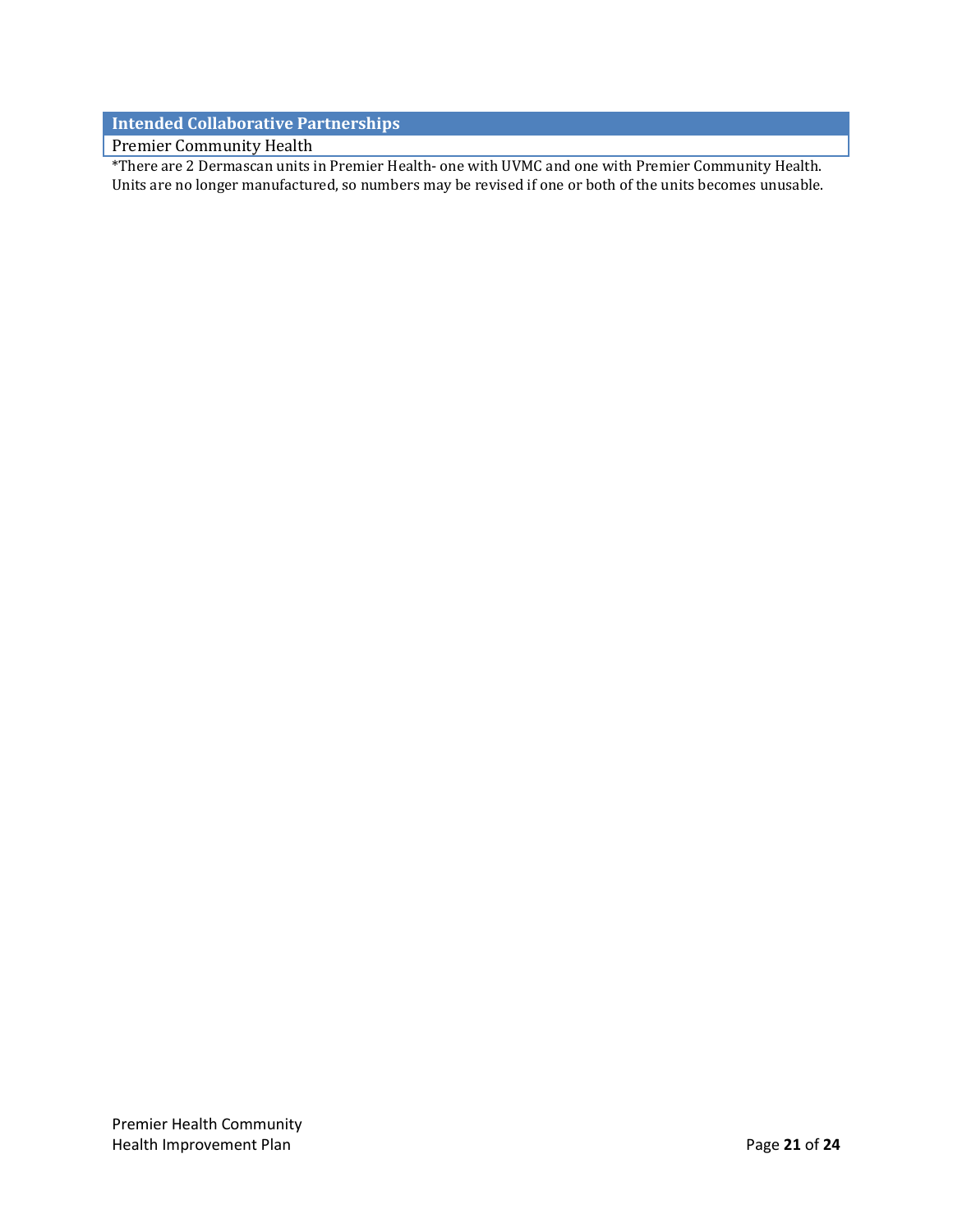| Intended Collaborative Partnerships |
| --- |
| Premier Community Health |

*There are 2 Dermascan units in Premier Health- one with UVMC and one with Premier Community Health. Units are no longer manufactured, so numbers may be revised if one or both of the units becomes unusable.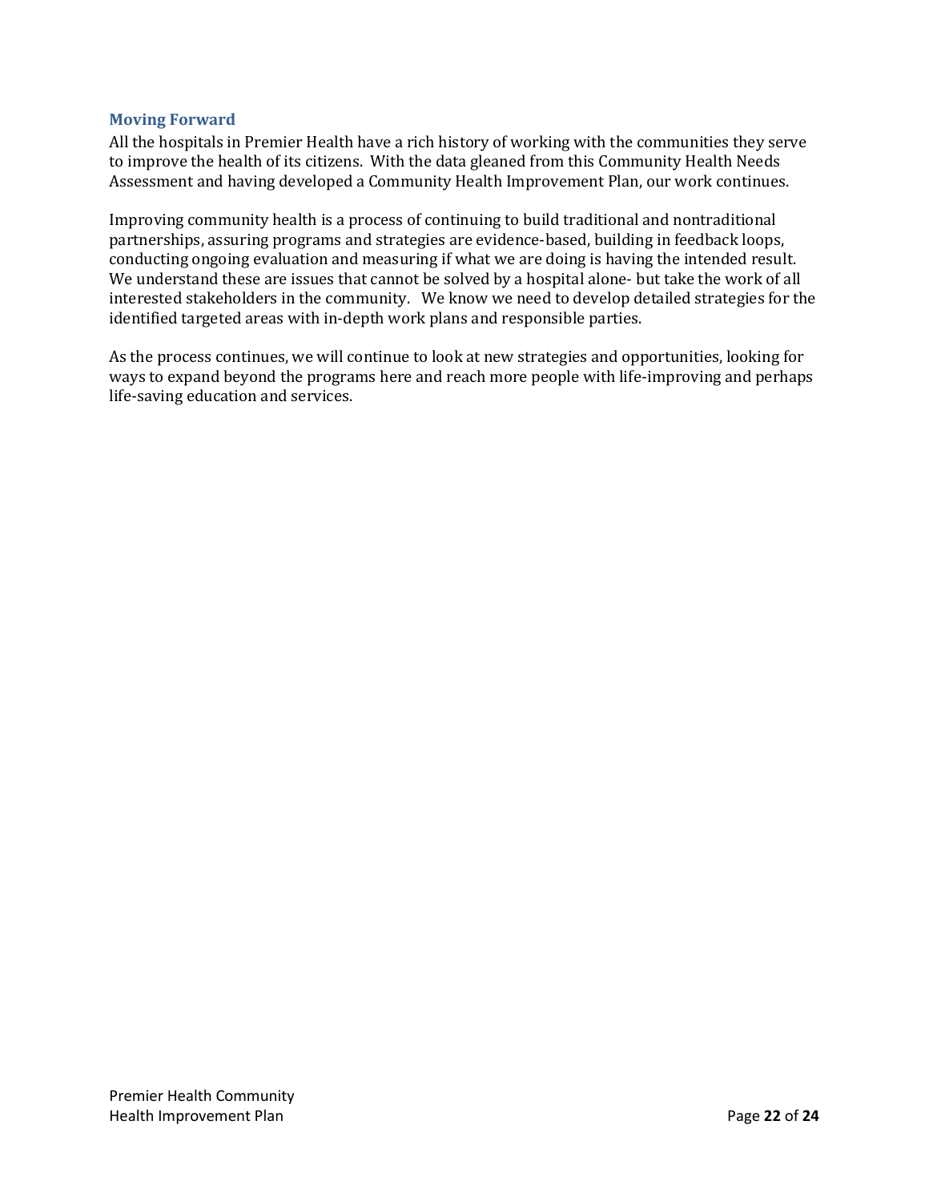## Moving Forward

All the hospitals in Premier Health have a rich history of working with the communities they serve to improve the health of its citizens. With the data gleaned from this Community Health Needs Assessment and having developed a Community Health Improvement Plan, our work continues.

Improving community health is a process of continuing to build traditional and nontraditional partnerships, assuring programs and strategies are evidence-based, building in feedback loops, conducting ongoing evaluation and measuring if what we are doing is having the intended result. We understand these are issues that cannot be solved by a hospital alone- but take the work of all interested stakeholders in the community. We know we need to develop detailed strategies for the identified targeted areas with in-depth work plans and responsible parties.

As the process continues, we will continue to look at new strategies and opportunities, looking for ways to expand beyond the programs here and reach more people with life-improving and perhaps life-saving education and services.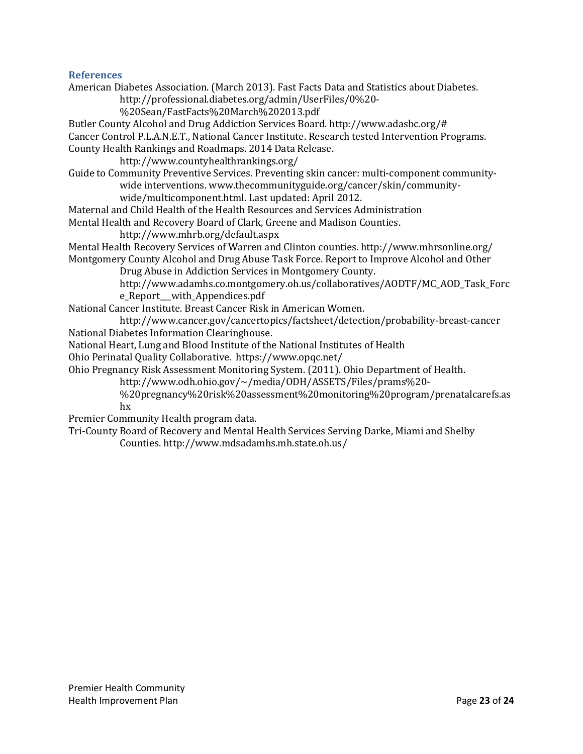## References

American Diabetes Association. (March 2013). Fast Facts Data and Statistics about Diabetes. http://professional.diabetes.org/admin/UserFiles/0%20-%20Sean/FastFacts%20March%202013.pdf

Butler County Alcohol and Drug Addiction Services Board. http://www.adasbc.org/#

Cancer Control P.L.A.N.E.T., National Cancer Institute. Research tested Intervention Programs.

County Health Rankings and Roadmaps. 2014 Data Release. http://www.countyhealthrankings.org/

Guide to Community Preventive Services. Preventing skin cancer: multi-component community-wide interventions. www.thecommunityguide.org/cancer/skin/community-wide/multicomponent.html. Last updated: April 2012.

Maternal and Child Health of the Health Resources and Services Administration

Mental Health and Recovery Board of Clark, Greene and Madison Counties. http://www.mhrb.org/default.aspx

Mental Health Recovery Services of Warren and Clinton counties. http://www.mhrsonline.org/

Montgomery County Alcohol and Drug Abuse Task Force. Report to Improve Alcohol and Other Drug Abuse in Addiction Services in Montgomery County. http://www.adamhs.co.montgomery.oh.us/collaboratives/AODTF/MC_AOD_Task_Force_Report___with_Appendices.pdf

National Cancer Institute. Breast Cancer Risk in American Women. http://www.cancer.gov/cancertopics/factsheet/detection/probability-breast-cancer

National Diabetes Information Clearinghouse.

National Heart, Lung and Blood Institute of the National Institutes of Health

Ohio Perinatal Quality Collaborative. https://www.opqc.net/

Ohio Pregnancy Risk Assessment Monitoring System. (2011). Ohio Department of Health. http://www.odh.ohio.gov/~/media/ODH/ASSETS/Files/prams%20-%20pregnancy%20risk%20assessment%20monitoring%20program/prenatalcarefs.ashx

Premier Community Health program data.

Tri-County Board of Recovery and Mental Health Services Serving Darke, Miami and Shelby Counties. http://www.mdsadamhs.mh.state.oh.us/